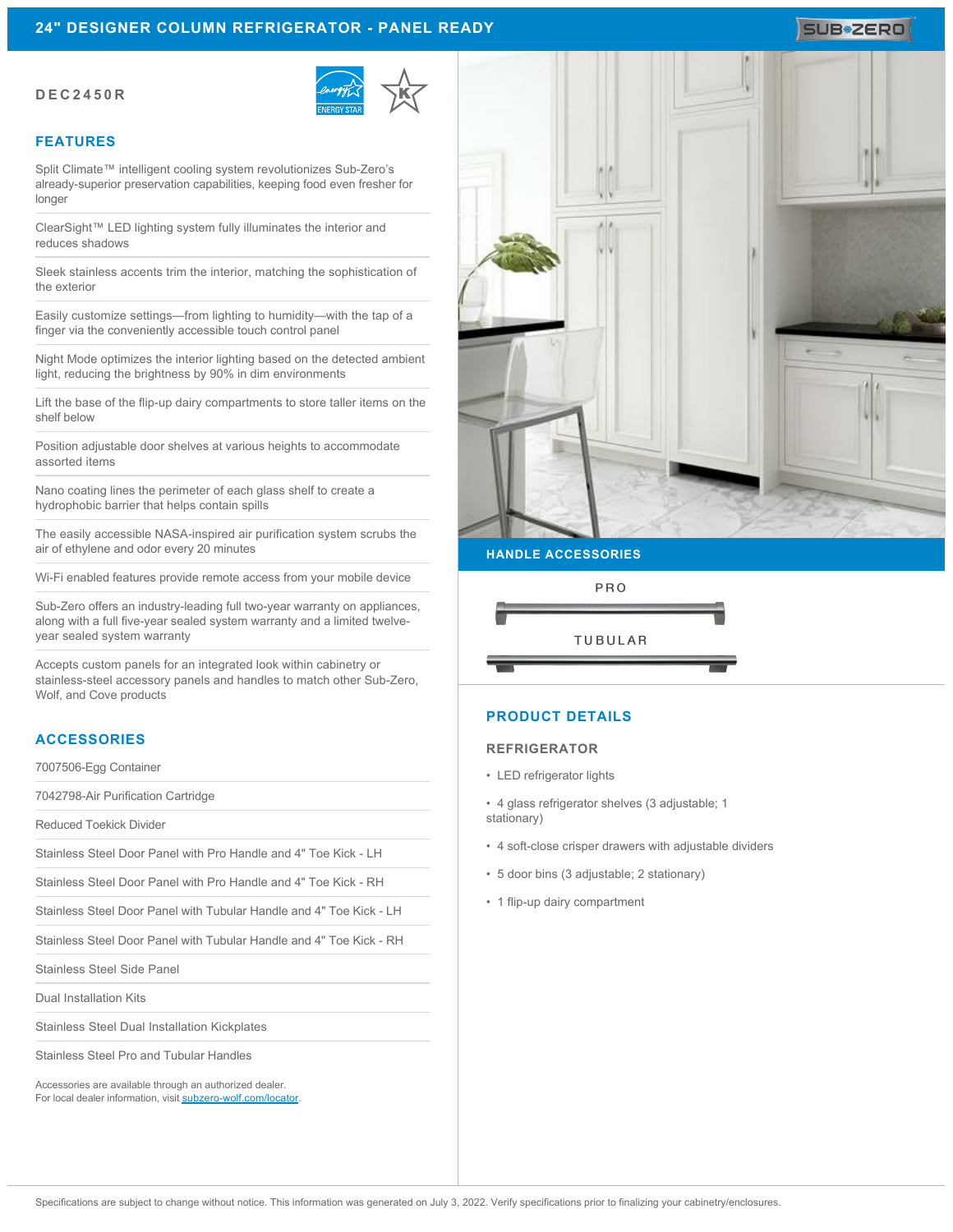# 24" DESIGNER COLUMN REFRIGERATOR - PANEL READY

**DEC2450R**

## FEATURES

Split Climate™ intelligent cooling system revolutionizes Sub-Zero's already-superior preservation capabilities, keeping food even fresher for longer

ClearSight™ LED lighting system fully illuminates the interior and reduces shadows

Sleek stainless accents trim the interior, matching the sophistication of the exterior

Easily customize settings—from lighting to humidity—with the tap of a finger via the conveniently accessible touch control panel

Night Mode optimizes the interior lighting based on the detected ambient light, reducing the brightness by 90% in dim environments

Lift the base of the flip-up dairy compartments to store taller items on the shelf below

Position adjustable door shelves at various heights to accommodate assorted items

Nano coating lines the perimeter of each glass shelf to create a hydrophobic barrier that helps contain spills

The easily accessible NASA-inspired air purification system scrubs the air of ethylene and odor every 20 minutes

Wi-Fi enabled features provide remote access from your mobile device

Sub-Zero offers an industry-leading full two-year warranty on appliances, along with a full five-year sealed system warranty and a limited twelve-year sealed system warranty

Accepts custom panels for an integrated look within cabinetry or stainless-steel accessory panels and handles to match other Sub-Zero, Wolf, and Cove products

## ACCESSORIES

7007506-Egg Container

7042798-Air Purification Cartridge

Reduced Toekick Divider

Stainless Steel Door Panel with Pro Handle and 4" Toe Kick - LH

Stainless Steel Door Panel with Pro Handle and 4" Toe Kick - RH

Stainless Steel Door Panel with Tubular Handle and 4" Toe Kick - LH

Stainless Steel Door Panel with Tubular Handle and 4" Toe Kick - RH

Stainless Steel Side Panel

Dual Installation Kits

Stainless Steel Dual Installation Kickplates

Stainless Steel Pro and Tubular Handles

Accessories are available through an authorized dealer.
For local dealer information, visit subzero-wolf.com/locator.

## HANDLE ACCESSORIES

PRO

TUBULAR

## PRODUCT DETAILS

### REFRIGERATOR

- LED refrigerator lights
- 4 glass refrigerator shelves (3 adjustable; 1 stationary)
- 4 soft-close crisper drawers with adjustable dividers
- 5 door bins (3 adjustable; 2 stationary)
- 1 flip-up dairy compartment

Specifications are subject to change without notice. This information was generated on July 3, 2022. Verify specifications prior to finalizing your cabinetry/enclosures.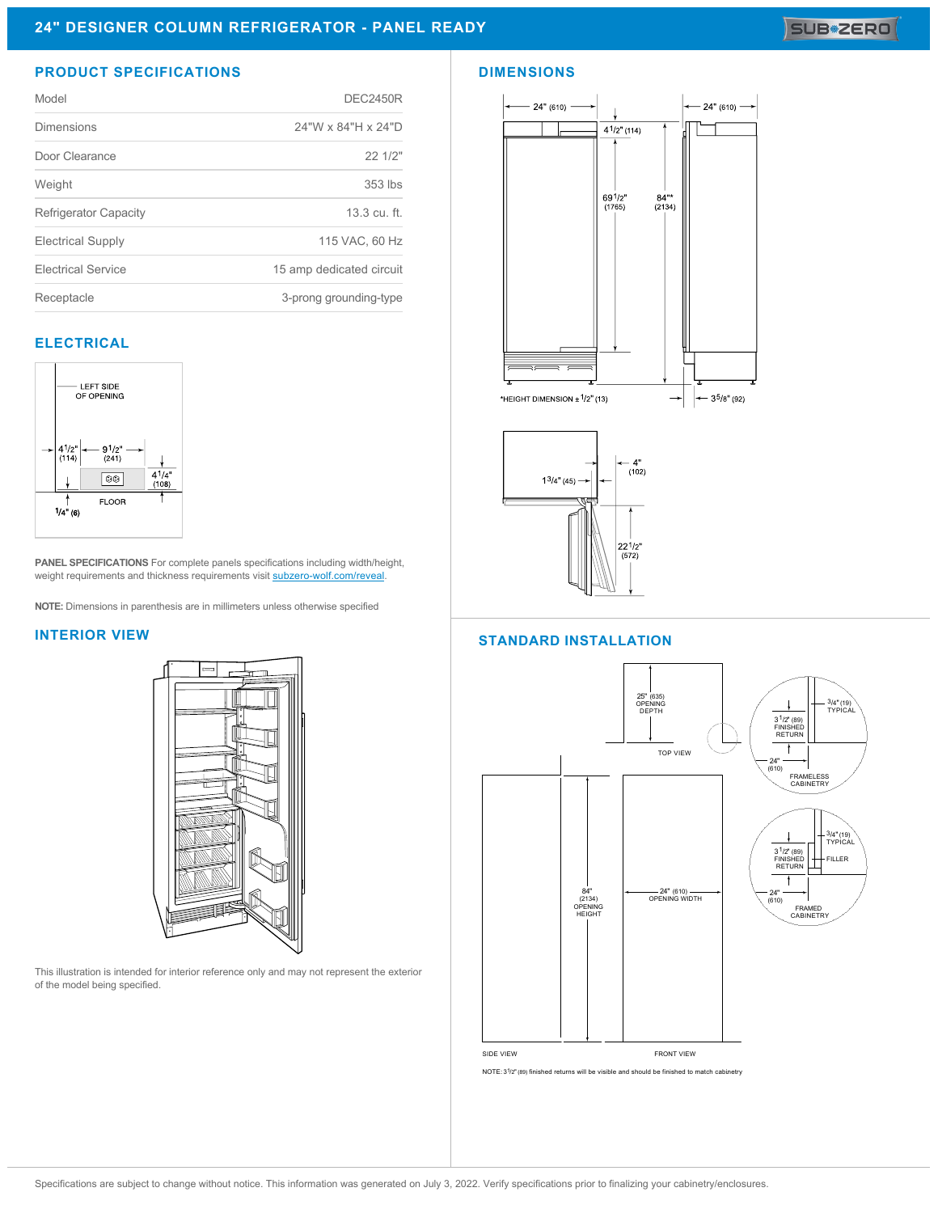# 24" DESIGNER COLUMN REFRIGERATOR - PANEL READY

## PRODUCT SPECIFICATIONS

| | |
|---|---|
| Model | DEC2450R |
| Dimensions | 24"W x 84"H x 24"D |
| Door Clearance | 22 1/2" |
| Weight | 353 lbs |
| Refrigerator Capacity | 13.3 cu. ft. |
| Electrical Supply | 115 VAC, 60 Hz |
| Electrical Service | 15 amp dedicated circuit |
| Receptacle | 3-prong grounding-type |

## ELECTRICAL

LEFT SIDE OF OPENING

4 1/2" (114)

9 1/2" (241)

4 1/4" (108)

FLOOR

1/4" (6)

**PANEL SPECIFICATIONS** For complete panels specifications including width/height, weight requirements and thickness requirements visit subzero-wolf.com/reveal.

**NOTE:** Dimensions in parenthesis are in millimeters unless otherwise specified

## INTERIOR VIEW

This illustration is intended for interior reference only and may not represent the exterior of the model being specified.

## DIMENSIONS

24" (610)

24" (610)

4 1/2" (114)

69 1/2" (1765)

84"* (2134)

*HEIGHT DIMENSION ± 1/2" (13)

3 5/8" (92)

4" (102)

1 3/4" (45)

22 1/2" (572)

## STANDARD INSTALLATION

25" (635) OPENING DEPTH

TOP VIEW

3/4" (19) TYPICAL

3 1/2" (89) FINISHED RETURN

24" (610)

FRAMELESS CABINETRY

3/4" (19) TYPICAL

3 1/2" (89) FINISHED RETURN

FILLER

24" (610)

FRAMED CABINETRY

84" (2134) OPENING HEIGHT

24" (610) OPENING WIDTH

SIDE VIEW

FRONT VIEW

NOTE: 3 1/2" (89) finished returns will be visible and should be finished to match cabinetry

Specifications are subject to change without notice. This information was generated on July 3, 2022. Verify specifications prior to finalizing your cabinetry/enclosures.